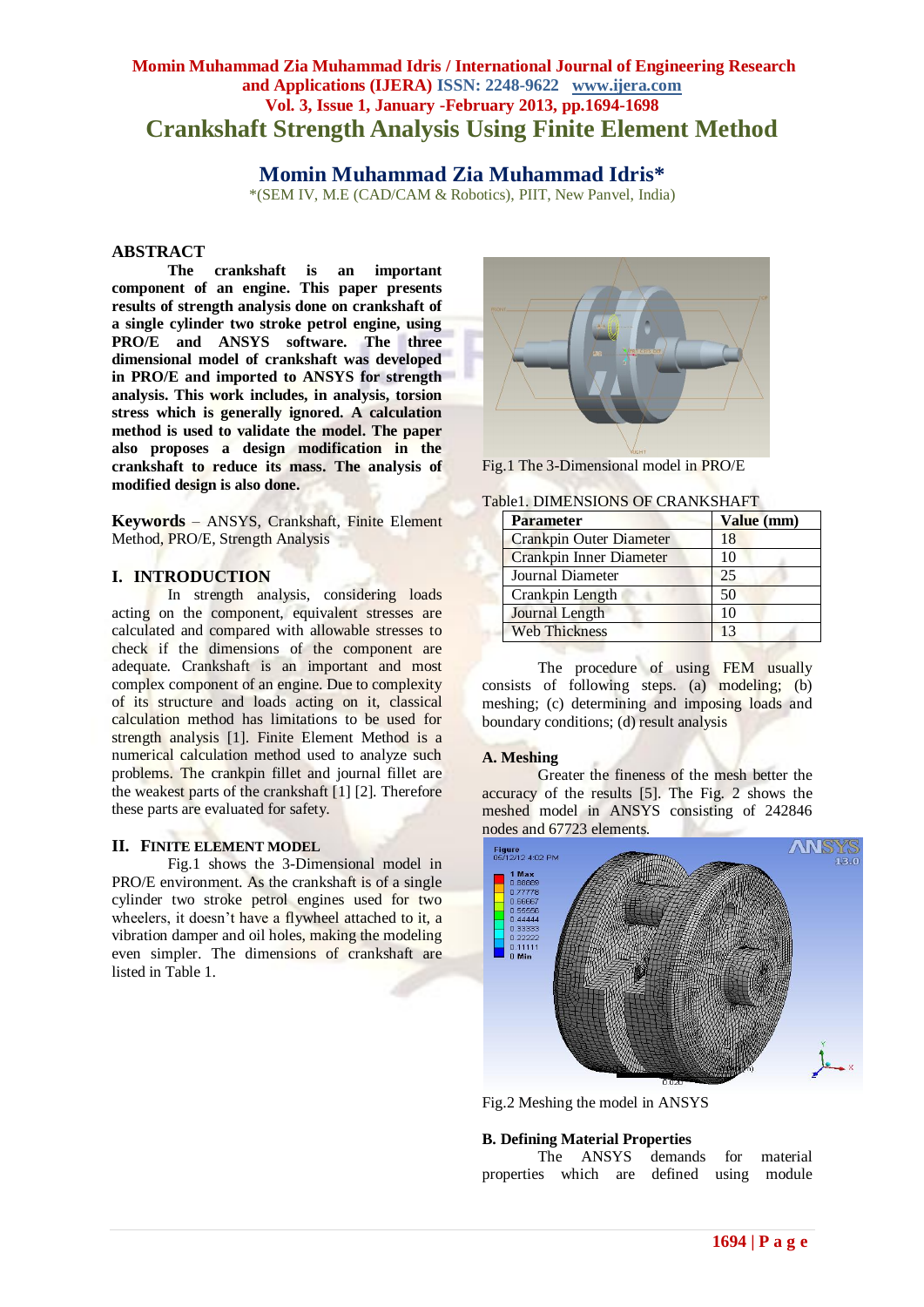# Crankshaft Strength Analysis Using Finite Element Method

## Momin Muhammad Zia Muhammad Idris*

*(SEM IV, M.E (CAD/CAM & Robotics), PIIT, New Panvel, India)

## ABSTRACT

**The crankshaft is an important component of an engine. This paper presents results of strength analysis done on crankshaft of a single cylinder two stroke petrol engine, using PRO/E and ANSYS software. The three dimensional model of crankshaft was developed in PRO/E and imported to ANSYS for strength analysis. This work includes, in analysis, torsion stress which is generally ignored. A calculation method is used to validate the model. The paper also proposes a design modification in the crankshaft to reduce its mass. The analysis of modified design is also done.**

**Keywords** – ANSYS, Crankshaft, Finite Element Method, PRO/E, Strength Analysis

## I. INTRODUCTION

In strength analysis, considering loads acting on the component, equivalent stresses are calculated and compared with allowable stresses to check if the dimensions of the component are adequate. Crankshaft is an important and most complex component of an engine. Due to complexity of its structure and loads acting on it, classical calculation method has limitations to be used for strength analysis [1]. Finite Element Method is a numerical calculation method used to analyze such problems. The crankpin fillet and journal fillet are the weakest parts of the crankshaft [1] [2]. Therefore these parts are evaluated for safety.

## II. FINITE ELEMENT MODEL

Fig.1 shows the 3-Dimensional model in PRO/E environment. As the crankshaft is of a single cylinder two stroke petrol engines used for two wheelers, it doesn't have a flywheel attached to it, a vibration damper and oil holes, making the modeling even simpler. The dimensions of crankshaft are listed in Table 1.

Fig.1 The 3-Dimensional model in PRO/E

Table1. DIMENSIONS OF CRANKSHAFT

| Parameter | Value (mm) |
|---|---|
| Crankpin Outer Diameter | 18 |
| Crankpin Inner Diameter | 10 |
| Journal Diameter | 25 |
| Crankpin Length | 50 |
| Journal Length | 10 |
| Web Thickness | 13 |

The procedure of using FEM usually consists of following steps. (a) modeling; (b) meshing; (c) determining and imposing loads and boundary conditions; (d) result analysis

### A. Meshing

Greater the fineness of the mesh better the accuracy of the results [5]. The Fig. 2 shows the meshed model in ANSYS consisting of 242846 nodes and 67723 elements.

Fig.2 Meshing the model in ANSYS

### B. Defining Material Properties

The ANSYS demands for material properties which are defined using module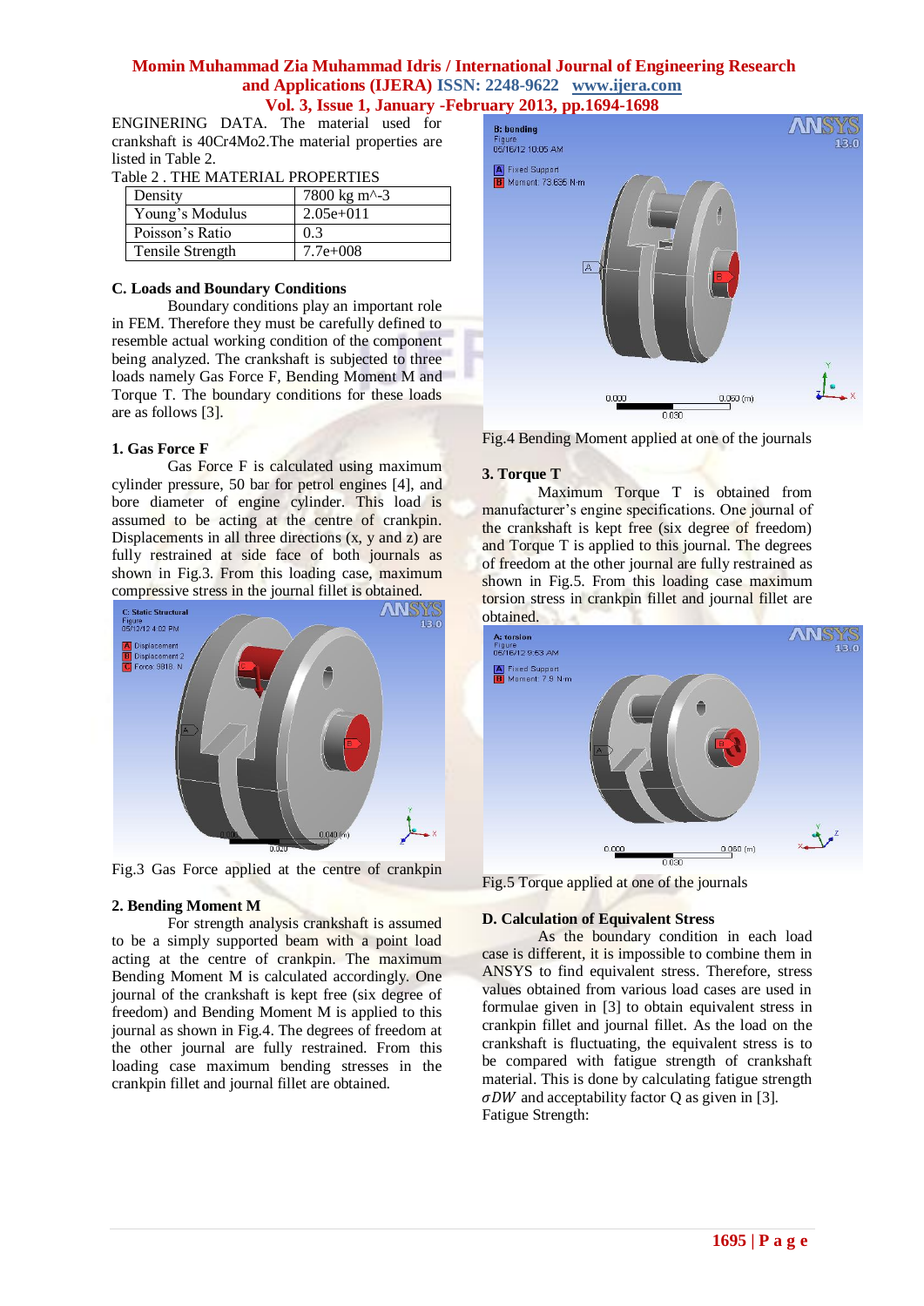ENGINERING DATA. The material used for crankshaft is 40Cr4Mo2.The material properties are listed in Table 2.

Table 2 . THE MATERIAL PROPERTIES

| Density | 7800 kg m^-3 |
|---|---|
| Young's Modulus | 2.05e+011 |
| Poisson's Ratio | 0.3 |
| Tensile Strength | 7.7e+008 |

### C. Loads and Boundary Conditions

Boundary conditions play an important role in FEM. Therefore they must be carefully defined to resemble actual working condition of the component being analyzed. The crankshaft is subjected to three loads namely Gas Force F, Bending Moment M and Torque T. The boundary conditions for these loads are as follows [3].

### 1. Gas Force F

Gas Force F is calculated using maximum cylinder pressure, 50 bar for petrol engines [4], and bore diameter of engine cylinder. This load is assumed to be acting at the centre of crankpin. Displacements in all three directions (x, y and z) are fully restrained at side face of both journals as shown in Fig.3. From this loading case, maximum compressive stress in the journal fillet is obtained.

Fig.3 Gas Force applied at the centre of crankpin

### 2. Bending Moment M

For strength analysis crankshaft is assumed to be a simply supported beam with a point load acting at the centre of crankpin. The maximum Bending Moment M is calculated accordingly. One journal of the crankshaft is kept free (six degree of freedom) and Bending Moment M is applied to this journal as shown in Fig.4. The degrees of freedom at the other journal are fully restrained. From this loading case maximum bending stresses in the crankpin fillet and journal fillet are obtained.

Fig.4 Bending Moment applied at one of the journals

### 3. Torque T

Maximum Torque T is obtained from manufacturer's engine specifications. One journal of the crankshaft is kept free (six degree of freedom) and Torque T is applied to this journal. The degrees of freedom at the other journal are fully restrained as shown in Fig.5. From this loading case maximum torsion stress in crankpin fillet and journal fillet are obtained.

Fig.5 Torque applied at one of the journals

### D. Calculation of Equivalent Stress

As the boundary condition in each load case is different, it is impossible to combine them in ANSYS to find equivalent stress. Therefore, stress values obtained from various load cases are used in formulae given in [3] to obtain equivalent stress in crankpin fillet and journal fillet. As the load on the crankshaft is fluctuating, the equivalent stress is to be compared with fatigue strength of crankshaft material. This is done by calculating fatigue strength $\sigma DW$ and acceptability factor Q as given in [3].

Fatigue Strength: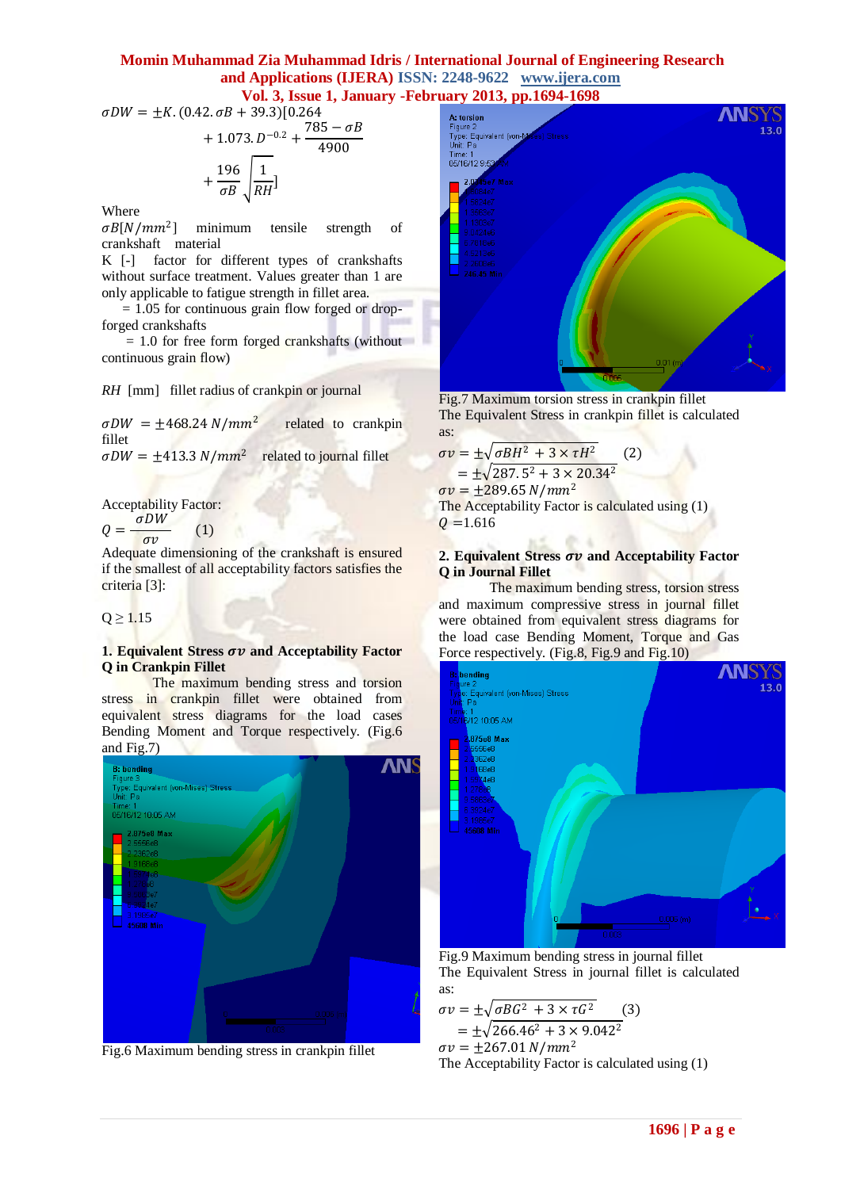$$\sigma DW = \pm K.(0.42.\sigma B + 39.3)[0.264 + 1.073.D^{-0.2} + \frac{785 - \sigma B}{4900} + \frac{196}{\sigma B}\sqrt{\frac{1}{RH}}]$$

Where

$\sigma B [N/mm^2]$ minimum tensile strength of crankshaft material

K [-] factor for different types of crankshafts without surface treatment. Values greater than 1 are only applicable to fatigue strength in fillet area.

= 1.05 for continuous grain flow forged or drop-forged crankshafts

= 1.0 for free form forged crankshafts (without continuous grain flow)

*RH* [mm] fillet radius of crankpin or journal

$\sigma DW = \pm 468.24\ N/mm^2$ related to crankpin fillet

$\sigma DW = \pm 413.3\ N/mm^2$ related to journal fillet

Acceptability Factor:

$$Q = \frac{\sigma DW}{\sigma v} \quad (1)$$

Adequate dimensioning of the crankshaft is ensured if the smallest of all acceptability factors satisfies the criteria [3]:

Q ≥ 1.15

### 1. Equivalent Stress $\sigma v$ and Acceptability Factor Q in Crankpin Fillet

The maximum bending stress and torsion stress in crankpin fillet were obtained from equivalent stress diagrams for the load cases Bending Moment and Torque respectively. (Fig.6 and Fig.7)

Fig.6 Maximum bending stress in crankpin fillet

Fig.7 Maximum torsion stress in crankpin fillet

The Equivalent Stress in crankpin fillet is calculated as:

$$\sigma v = \pm\sqrt{\sigma BH^2 + 3 \times \tau H^2} \quad (2)$$

$$= \pm\sqrt{287.5^2 + 3 \times 20.34^2}$$

$$\sigma v = \pm 289.65\ N/mm^2$$

The Acceptability Factor is calculated using (1)

$Q$ =1.616

### 2. Equivalent Stress $\sigma v$ and Acceptability Factor Q in Journal Fillet

The maximum bending stress, torsion stress and maximum compressive stress in journal fillet were obtained from equivalent stress diagrams for the load case Bending Moment, Torque and Gas Force respectively. (Fig.8, Fig.9 and Fig.10)

Fig.9 Maximum bending stress in journal fillet

The Equivalent Stress in journal fillet is calculated as:

$$\sigma v = \pm\sqrt{\sigma BG^2 + 3 \times \tau G^2} \quad (3)$$

$$= \pm\sqrt{266.46^2 + 3 \times 9.042^2}$$

$$\sigma v = \pm 267.01\ N/mm^2$$

The Acceptability Factor is calculated using (1)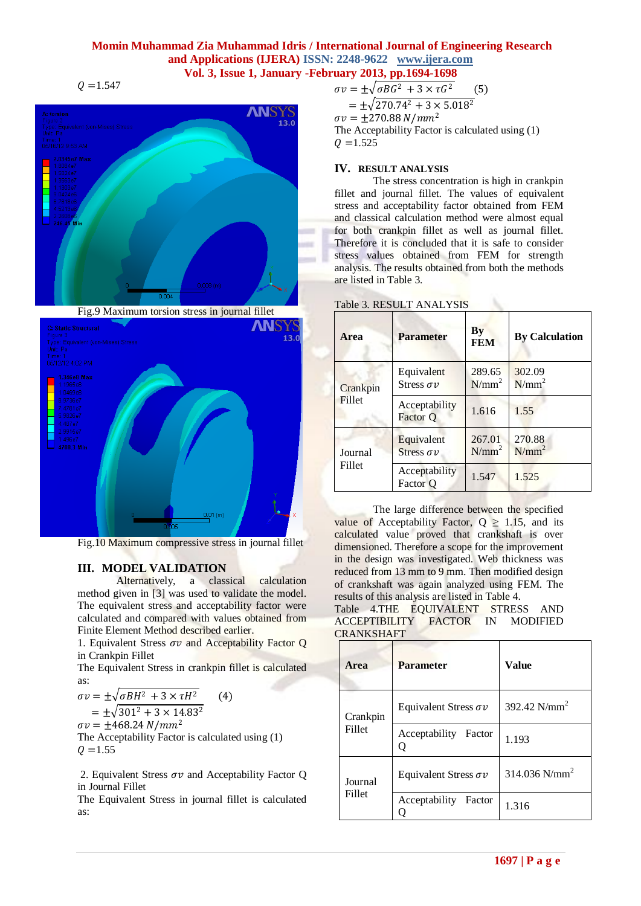$Q$ =1.547

Fig.9 Maximum torsion stress in journal fillet

Fig.10 Maximum compressive stress in journal fillet

## III. MODEL VALIDATION

Alternatively, a classical calculation method given in [3] was used to validate the model. The equivalent stress and acceptability factor were calculated and compared with values obtained from Finite Element Method described earlier.

1. Equivalent Stress $\sigma v$ and Acceptability Factor Q in Crankpin Fillet

The Equivalent Stress in crankpin fillet is calculated as:

$$\sigma v = \pm\sqrt{\sigma BH^2 + 3 \times \tau H^2} \quad (4)$$

$$= \pm\sqrt{301^2 + 3 \times 14.83^2}$$

$$\sigma v = \pm 468.24\ N/mm^2$$

The Acceptability Factor is calculated using (1)

$Q$ =1.55

2. Equivalent Stress $\sigma v$ and Acceptability Factor Q in Journal Fillet

The Equivalent Stress in journal fillet is calculated as:

$$\sigma v = \pm\sqrt{\sigma BG^2 + 3 \times \tau G^2} \quad (5)$$

$$= \pm\sqrt{270.74^2 + 3 \times 5.018^2}$$

$$\sigma v = \pm 270.88\ N/mm^2$$

The Acceptability Factor is calculated using (1)

$Q$ =1.525

## IV. RESULT ANALYSIS

The stress concentration is high in crankpin fillet and journal fillet. The values of equivalent stress and acceptability factor obtained from FEM and classical calculation method were almost equal for both crankpin fillet as well as journal fillet. Therefore it is concluded that it is safe to consider stress values obtained from FEM for strength analysis. The results obtained from both the methods are listed in Table 3.

Table 3. RESULT ANALYSIS

| Area | Parameter | By FEM | By Calculation |
|---|---|---|---|
| Crankpin Fillet | Equivalent Stress $\sigma v$ | 289.65 N/mm$^2$ | 302.09 N/mm$^2$ |
| | Acceptability Factor Q | 1.616 | 1.55 |
| Journal Fillet | Equivalent Stress $\sigma v$ | 267.01 N/mm$^2$ | 270.88 N/mm$^2$ |
| | Acceptability Factor Q | 1.547 | 1.525 |

The large difference between the specified value of Acceptability Factor, Q ≥ 1.15, and its calculated value proved that crankshaft is over dimensioned. Therefore a scope for the improvement in the design was investigated. Web thickness was reduced from 13 mm to 9 mm. Then modified design of crankshaft was again analyzed using FEM. The results of this analysis are listed in Table 4.

Table 4.THE EQUIVALENT STRESS AND ACCEPTIBILITY FACTOR IN MODIFIED CRANKSHAFT

| Area | Parameter | Value |
|---|---|---|
| Crankpin Fillet | Equivalent Stress $\sigma v$ | 392.42 N/mm$^2$ |
| | Acceptability Factor Q | 1.193 |
| Journal Fillet | Equivalent Stress $\sigma v$ | 314.036 N/mm$^2$ |
| | Acceptability Factor Q | 1.316 |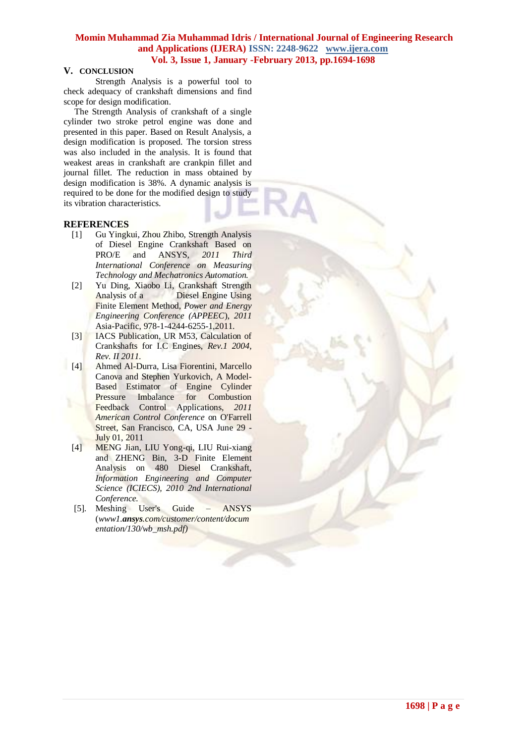## V. CONCLUSION

Strength Analysis is a powerful tool to check adequacy of crankshaft dimensions and find scope for design modification.

The Strength Analysis of crankshaft of a single cylinder two stroke petrol engine was done and presented in this paper. Based on Result Analysis, a design modification is proposed. The torsion stress was also included in the analysis. It is found that weakest areas in crankshaft are crankpin fillet and journal fillet. The reduction in mass obtained by design modification is 38%. A dynamic analysis is required to be done for the modified design to study its vibration characteristics.

## REFERENCES

- [1] Gu Yingkui, Zhou Zhibo, Strength Analysis of Diesel Engine Crankshaft Based on PRO/E and ANSYS, *2011 Third International Conference on Measuring Technology and Mechatronics Automation.*
- [2] Yu Ding, Xiaobo Li, Crankshaft Strength Analysis of a Diesel Engine Using Finite Element Method, *Power and Energy Engineering Conference (APPEEC), 2011* Asia-Pacific, 978-1-4244-6255-1,2011.
- [3] IACS Publication, UR M53, Calculation of Crankshafts for I.C Engines, *Rev.1 2004, Rev. II 2011.*
- [4] Ahmed Al-Durra, Lisa Fiorentini, Marcello Canova and Stephen Yurkovich, A Model-Based Estimator of Engine Cylinder Pressure Imbalance for Combustion Feedback Control Applications, *2011 American Control Conference* on O'Farrell Street, San Francisco, CA, USA June 29 - July 01, 2011
- [4] MENG Jian, LIU Yong-qi, LIU Rui-xiang and ZHENG Bin, 3-D Finite Element Analysis on 480 Diesel Crankshaft, *Information Engineering and Computer Science (ICIECS), 2010 2nd International Conference.*
- [5]. Meshing User's Guide – ANSYS (*www1.**ansys**.com/customer/content/documentation/130/wb_msh.pdf)*